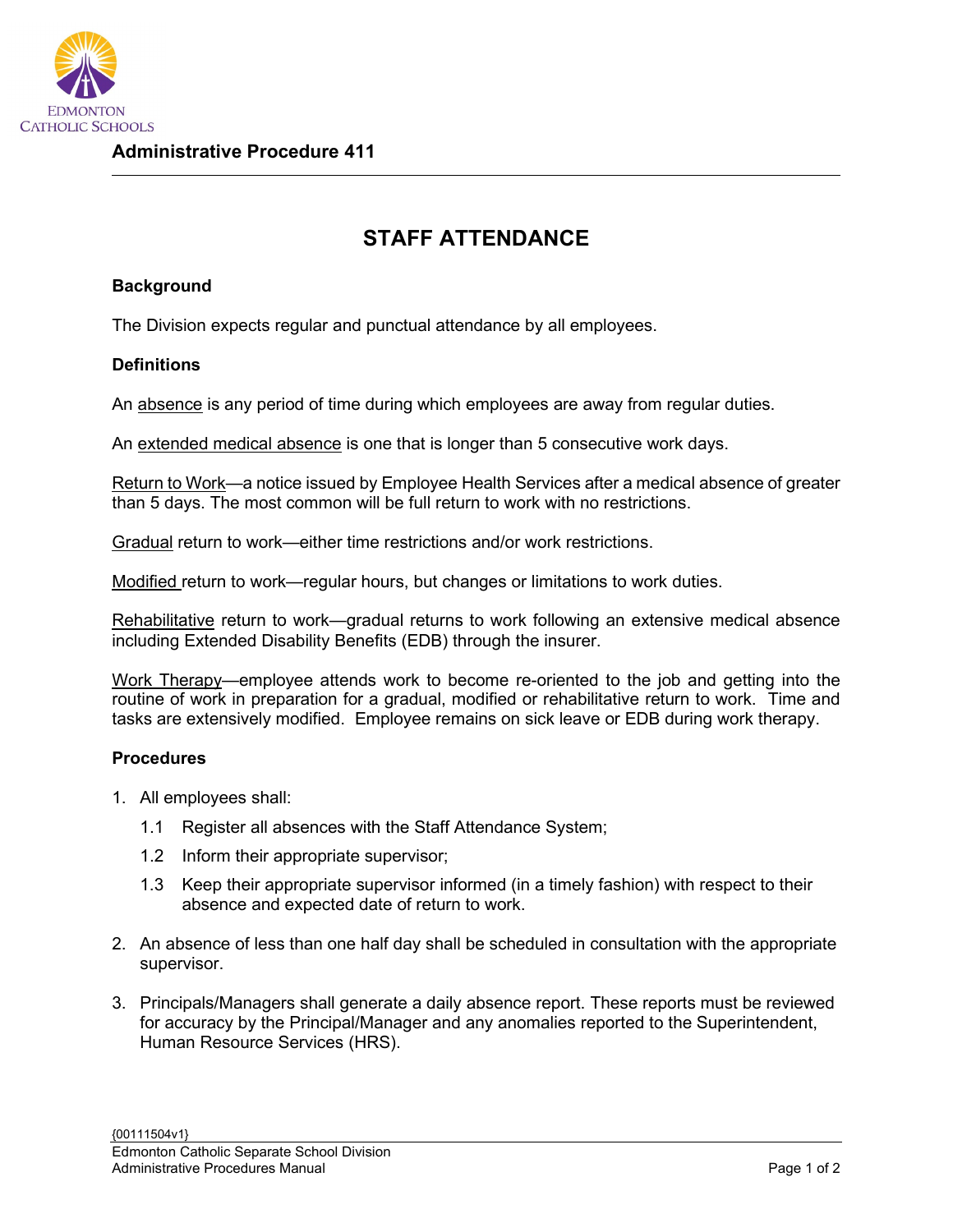## Administrative Procedure 411

# STAFF ATTENDANCE

### Background

The Division expects regular and punctual attendance by all employees.

### Definitions

An absence is any period of time during which employees are away from regular duties.

An extended medical absence is one that is longer than 5 consecutive work days.

Return to Work—a notice issued by Employee Health Services after a medical absence of greater than 5 days. The most common will be full return to work with no restrictions.

Gradual return to work—either time restrictions and/or work restrictions.

Modified return to work—regular hours, but changes or limitations to work duties.

Rehabilitative return to work—gradual returns to work following an extensive medical absence including Extended Disability Benefits (EDB) through the insurer.

Work Therapy—employee attends work to become re-oriented to the job and getting into the routine of work in preparation for a gradual, modified or rehabilitative return to work. Time and tasks are extensively modified. Employee remains on sick leave or EDB during work therapy.

### Procedures

1. All employees shall:
   - 1.1 Register all absences with the Staff Attendance System;
   - 1.2 Inform their appropriate supervisor;
   - 1.3 Keep their appropriate supervisor informed (in a timely fashion) with respect to their absence and expected date of return to work.
2. An absence of less than one half day shall be scheduled in consultation with the appropriate supervisor.
3. Principals/Managers shall generate a daily absence report. These reports must be reviewed for accuracy by the Principal/Manager and any anomalies reported to the Superintendent, Human Resource Services (HRS).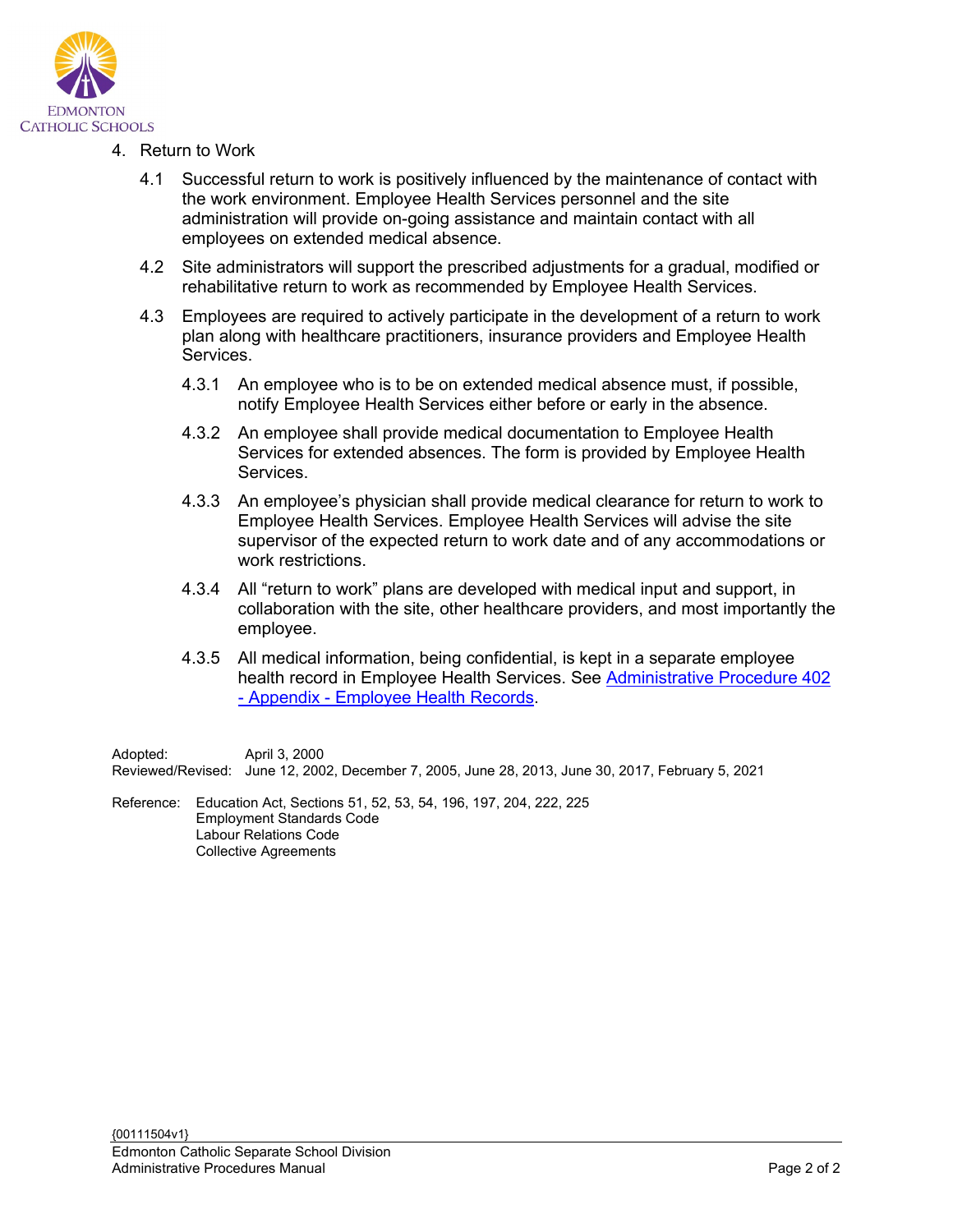4. Return to Work

   4.1 Successful return to work is positively influenced by the maintenance of contact with the work environment. Employee Health Services personnel and the site administration will provide on-going assistance and maintain contact with all employees on extended medical absence.

   4.2 Site administrators will support the prescribed adjustments for a gradual, modified or rehabilitative return to work as recommended by Employee Health Services.

   4.3 Employees are required to actively participate in the development of a return to work plan along with healthcare practitioners, insurance providers and Employee Health Services.

      4.3.1 An employee who is to be on extended medical absence must, if possible, notify Employee Health Services either before or early in the absence.

      4.3.2 An employee shall provide medical documentation to Employee Health Services for extended absences. The form is provided by Employee Health Services.

      4.3.3 An employee's physician shall provide medical clearance for return to work to Employee Health Services. Employee Health Services will advise the site supervisor of the expected return to work date and of any accommodations or work restrictions.

      4.3.4 All "return to work" plans are developed with medical input and support, in collaboration with the site, other healthcare providers, and most importantly the employee.

      4.3.5 All medical information, being confidential, is kept in a separate employee health record in Employee Health Services. See [Administrative Procedure 402 - Appendix - Employee Health Records].

Adopted: April 3, 2000
Reviewed/Revised: June 12, 2002, December 7, 2005, June 28, 2013, June 30, 2017, February 5, 2021

Reference: Education Act, Sections 51, 52, 53, 54, 196, 197, 204, 222, 225
Employment Standards Code
Labour Relations Code
Collective Agreements